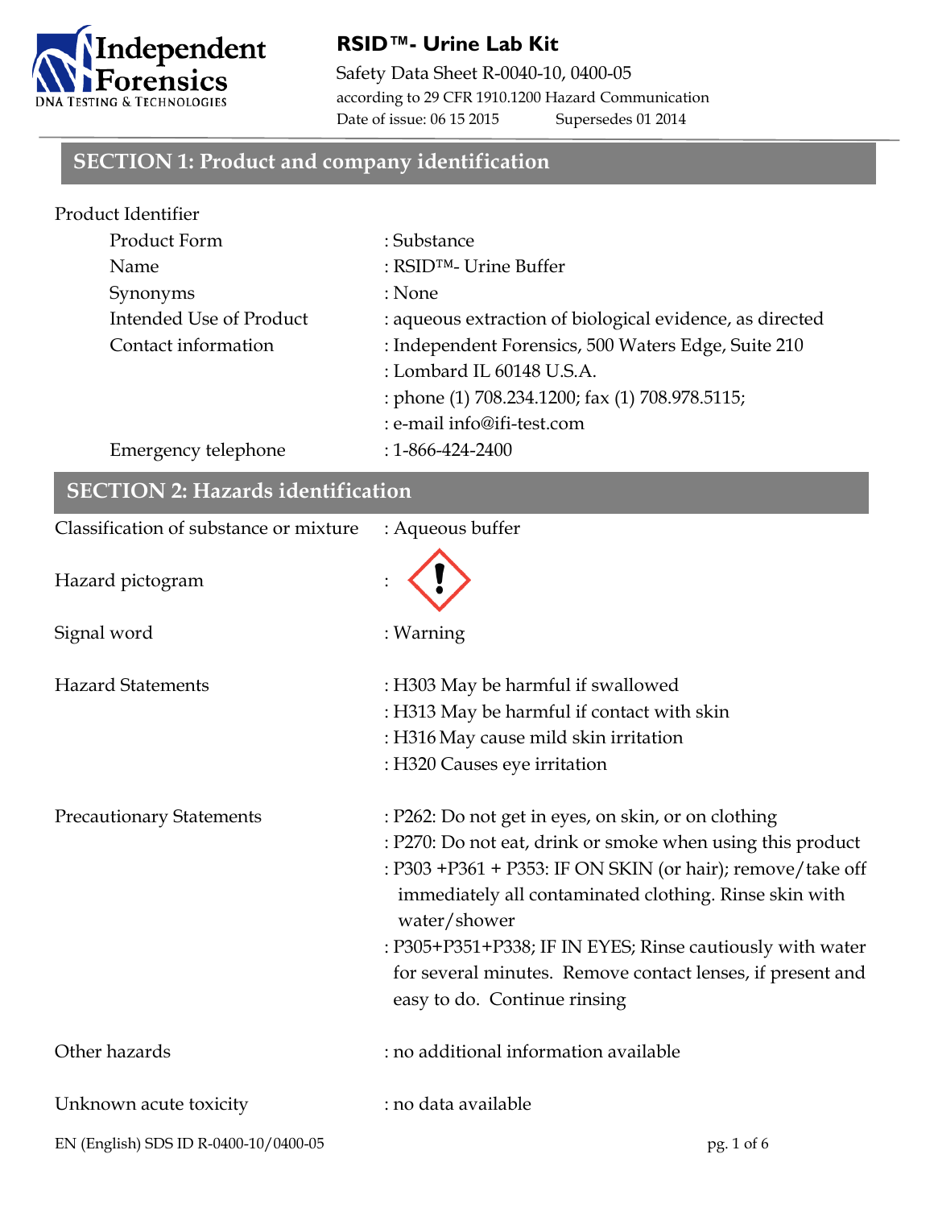# RSID™- Urine Lab Kit

Safety Data Sheet R-0040-10, 0400-05
according to 29 CFR 1910.1200 Hazard Communication
Date of issue: 06 15 2015 Supersedes 01 2014

## SECTION 1: Product and company identification

Product Identifier

| | |
|---|---|
| Product Form | : Substance |
| Name | : RSID™- Urine Buffer |
| Synonyms | : None |
| Intended Use of Product | : aqueous extraction of biological evidence, as directed |
| Contact information | : Independent Forensics, 500 Waters Edge, Suite 210 |
| | : Lombard IL 60148 U.S.A. |
| | : phone (1) 708.234.1200; fax (1) 708.978.5115; |
| | : e-mail info@ifi-test.com |
| Emergency telephone | : 1-866-424-2400 |

## SECTION 2: Hazards identification

| | |
|---|---|
| Classification of substance or mixture | : Aqueous buffer |
| Hazard pictogram | : |
| Signal word | : Warning |
| Hazard Statements | : H303 May be harmful if swallowed |
| | : H313 May be harmful if contact with skin |
| | : H316 May cause mild skin irritation |
| | : H320 Causes eye irritation |
| Precautionary Statements | : P262: Do not get in eyes, on skin, or on clothing |
| | : P270: Do not eat, drink or smoke when using this product |
| | : P303 +P361 + P353: IF ON SKIN (or hair); remove/take off immediately all contaminated clothing. Rinse skin with water/shower |
| | : P305+P351+P338; IF IN EYES; Rinse cautiously with water for several minutes. Remove contact lenses, if present and easy to do. Continue rinsing |
| Other hazards | : no additional information available |
| Unknown acute toxicity | : no data available |

EN (English) SDS ID R-0400-10/0400-05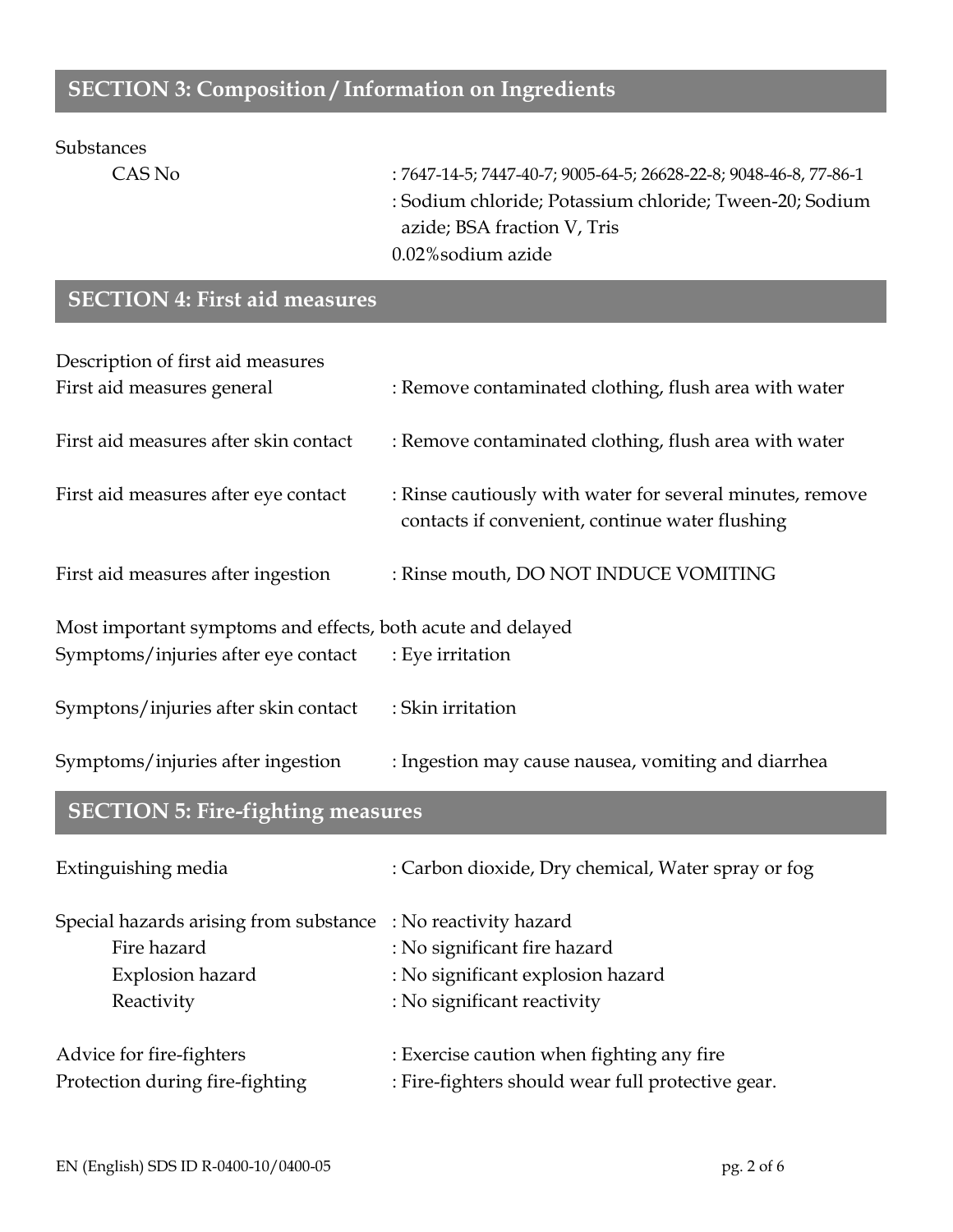## SECTION 3: Composition / Information on Ingredients

Substances

| | |
|---|---|
| CAS No | : 7647-14-5; 7447-40-7; 9005-64-5; 26628-22-8; 9048-46-8, 77-86-1 |
| | : Sodium chloride; Potassium chloride; Tween-20; Sodium azide; BSA fraction V, Tris |
| | 0.02%sodium azide |

## SECTION 4: First aid measures

Description of first aid measures

| | |
|---|---|
| First aid measures general | : Remove contaminated clothing, flush area with water |
| First aid measures after skin contact | : Remove contaminated clothing, flush area with water |
| First aid measures after eye contact | : Rinse cautiously with water for several minutes, remove contacts if convenient, continue water flushing |
| First aid measures after ingestion | : Rinse mouth, DO NOT INDUCE VOMITING |

Most important symptoms and effects, both acute and delayed

| | |
|---|---|
| Symptoms/injuries after eye contact | : Eye irritation |
| Symptons/injuries after skin contact | : Skin irritation |
| Symptoms/injuries after ingestion | : Ingestion may cause nausea, vomiting and diarrhea |

## SECTION 5: Fire-fighting measures

| | |
|---|---|
| Extinguishing media | : Carbon dioxide, Dry chemical, Water spray or fog |
| Special hazards arising from substance | : No reactivity hazard |
| Fire hazard | : No significant fire hazard |
| Explosion hazard | : No significant explosion hazard |
| Reactivity | : No significant reactivity |
| Advice for fire-fighters | : Exercise caution when fighting any fire |
| Protection during fire-fighting | : Fire-fighters should wear full protective gear. |

EN (English) SDS ID R-0400-10/0400-05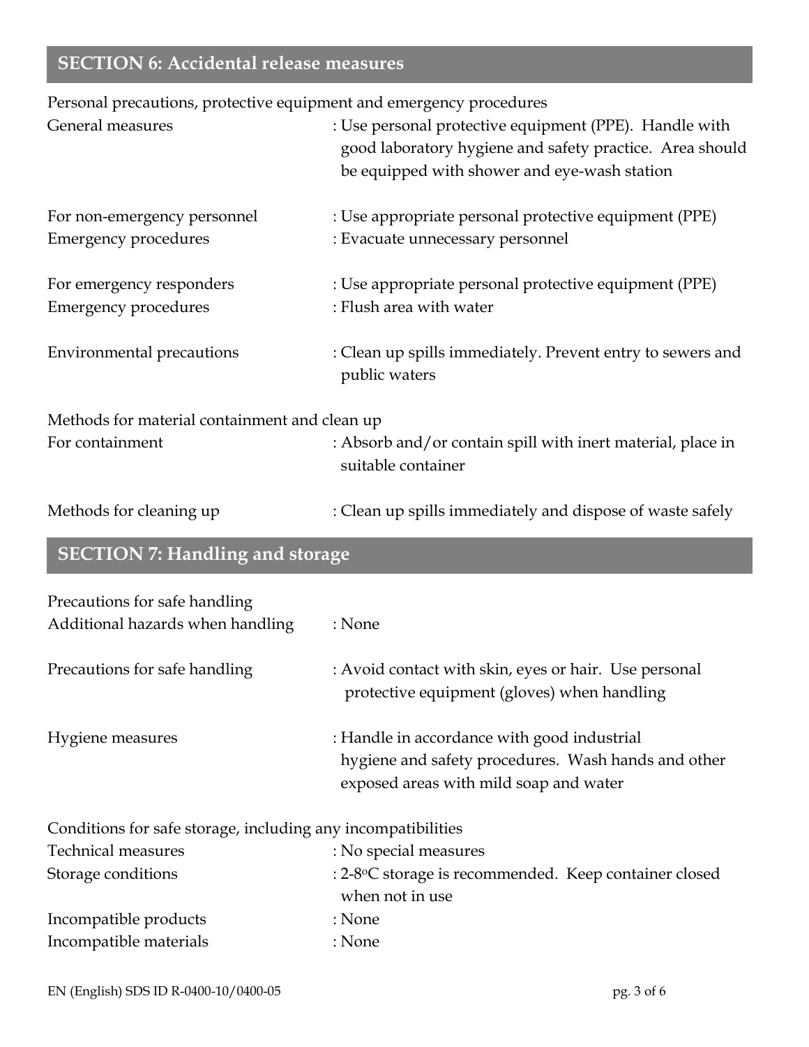## SECTION 6: Accidental release measures

Personal precautions, protective equipment and emergency procedures

| | |
|---|---|
| General measures | : Use personal protective equipment (PPE). Handle with good laboratory hygiene and safety practice. Area should be equipped with shower and eye-wash station |
| For non-emergency personnel | : Use appropriate personal protective equipment (PPE) |
| Emergency procedures | : Evacuate unnecessary personnel |
| For emergency responders | : Use appropriate personal protective equipment (PPE) |
| Emergency procedures | : Flush area with water |
| Environmental precautions | : Clean up spills immediately. Prevent entry to sewers and public waters |

Methods for material containment and clean up

| | |
|---|---|
| For containment | : Absorb and/or contain spill with inert material, place in suitable container |
| Methods for cleaning up | : Clean up spills immediately and dispose of waste safely |

## SECTION 7: Handling and storage

Precautions for safe handling

| | |
|---|---|
| Additional hazards when handling | : None |
| Precautions for safe handling | : Avoid contact with skin, eyes or hair. Use personal protective equipment (gloves) when handling |
| Hygiene measures | : Handle in accordance with good industrial hygiene and safety procedures. Wash hands and other exposed areas with mild soap and water |

Conditions for safe storage, including any incompatibilities

| | |
|---|---|
| Technical measures | : No special measures |
| Storage conditions | : 2-8$^{o}$C storage is recommended. Keep container closed when not in use |
| Incompatible products | : None |
| Incompatible materials | : None |

EN (English) SDS ID R-0400-10/0400-05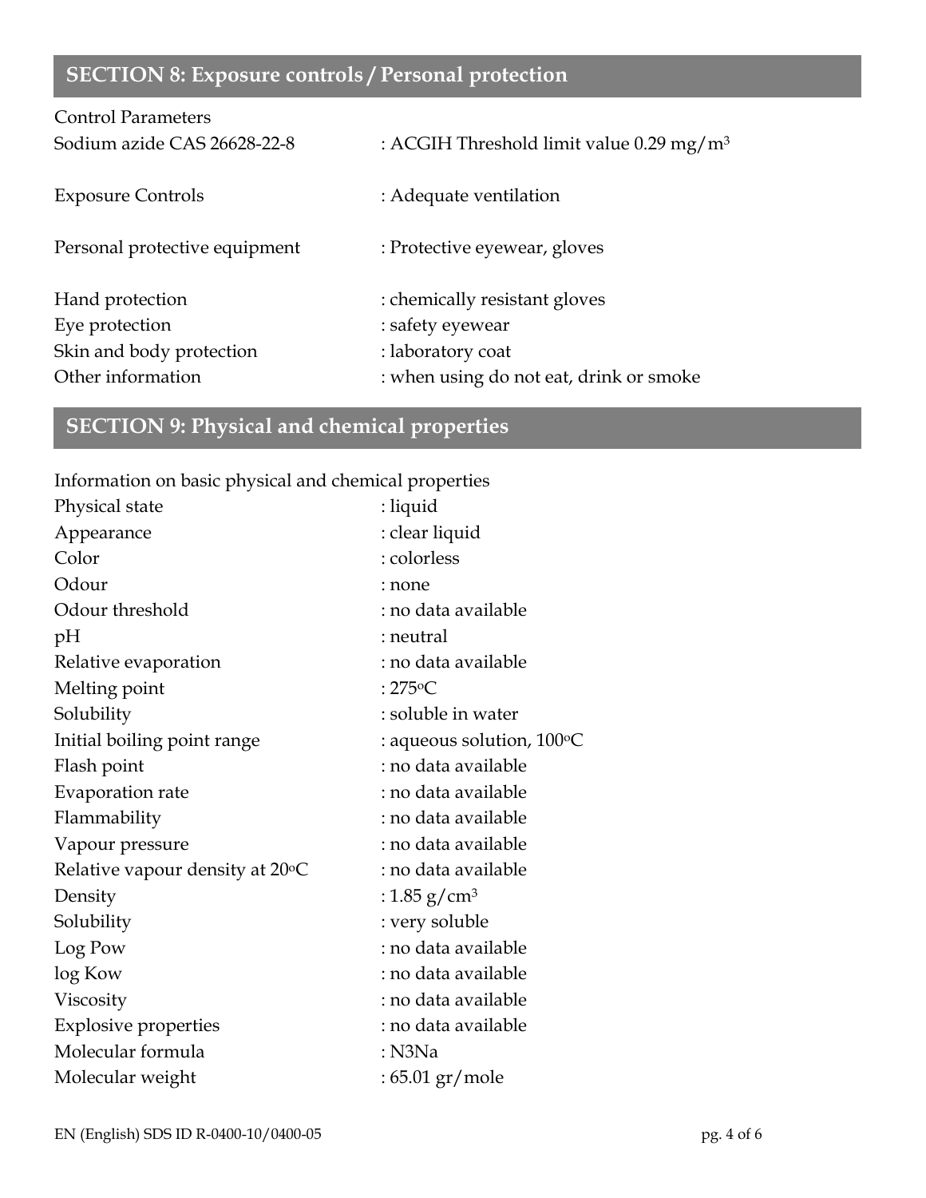## SECTION 8: Exposure controls / Personal protection

Control Parameters

| | |
|---|---|
| Sodium azide CAS 26628-22-8 | : ACGIH Threshold limit value 0.29 $mg/m^3$ |
| Exposure Controls | : Adequate ventilation |
| Personal protective equipment | : Protective eyewear, gloves |
| Hand protection | : chemically resistant gloves |
| Eye protection | : safety eyewear |
| Skin and body protection | : laboratory coat |
| Other information | : when using do not eat, drink or smoke |

## SECTION 9: Physical and chemical properties

Information on basic physical and chemical properties

| | |
|---|---|
| Physical state | : liquid |
| Appearance | : clear liquid |
| Color | : colorless |
| Odour | : none |
| Odour threshold | : no data available |
| pH | : neutral |
| Relative evaporation | : no data available |
| Melting point | : 275°C |
| Solubility | : soluble in water |
| Initial boiling point range | : aqueous solution, 100°C |
| Flash point | : no data available |
| Evaporation rate | : no data available |
| Flammability | : no data available |
| Vapour pressure | : no data available |
| Relative vapour density at 20°C | : no data available |
| Density | : 1.85 $g/cm^3$ |
| Solubility | : very soluble |
| Log Pow | : no data available |
| log Kow | : no data available |
| Viscosity | : no data available |
| Explosive properties | : no data available |
| Molecular formula | : N3Na |
| Molecular weight | : 65.01 gr/mole |

EN (English) SDS ID R-0400-10/0400-05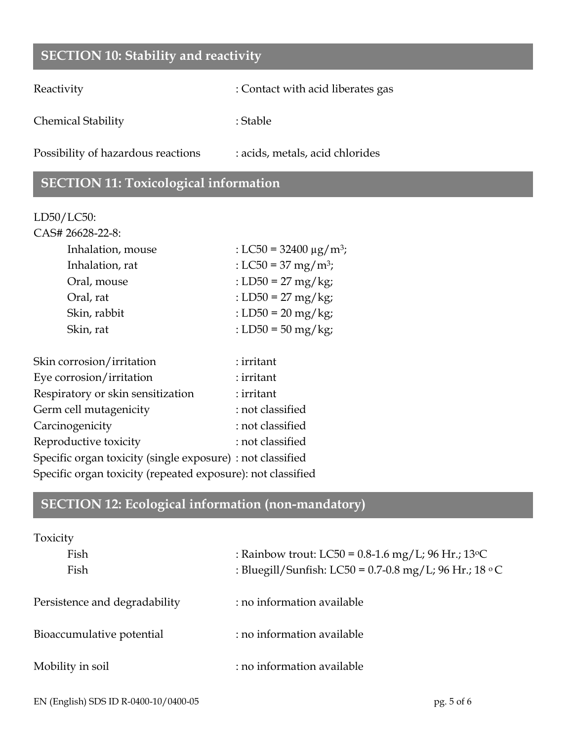## SECTION 10: Stability and reactivity

| | |
|---|---|
| Reactivity | : Contact with acid liberates gas |
| Chemical Stability | : Stable |
| Possibility of hazardous reactions | : acids, metals, acid chlorides |

## SECTION 11: Toxicological information

LD50/LC50:

CAS# 26628-22-8:

| | |
|---|---|
| Inhalation, mouse | : LC50 = 32400 µg/m$^3$; |
| Inhalation, rat | : LC50 = 37 mg/m$^3$; |
| Oral, mouse | : LD50 = 27 mg/kg; |
| Oral, rat | : LD50 = 27 mg/kg; |
| Skin, rabbit | : LD50 = 20 mg/kg; |
| Skin, rat | : LD50 = 50 mg/kg; |

| | |
|---|---|
| Skin corrosion/irritation | : irritant |
| Eye corrosion/irritation | : irritant |
| Respiratory or skin sensitization | : irritant |
| Germ cell mutagenicity | : not classified |
| Carcinogenicity | : not classified |
| Reproductive toxicity | : not classified |
| Specific organ toxicity (single exposure) | : not classified |
| Specific organ toxicity (repeated exposure) | : not classified |

## SECTION 12: Ecological information (non-mandatory)

Toxicity

| | |
|---|---|
| Fish | : Rainbow trout: LC50 = 0.8-1.6 mg/L; 96 Hr.; 13°C |
| Fish | : Bluegill/Sunfish: LC50 = 0.7-0.8 mg/L; 96 Hr.; 18 °C |

| | |
|---|---|
| Persistence and degradability | : no information available |
| Bioaccumulative potential | : no information available |
| Mobility in soil | : no information available |

EN (English) SDS ID R-0400-10/0400-05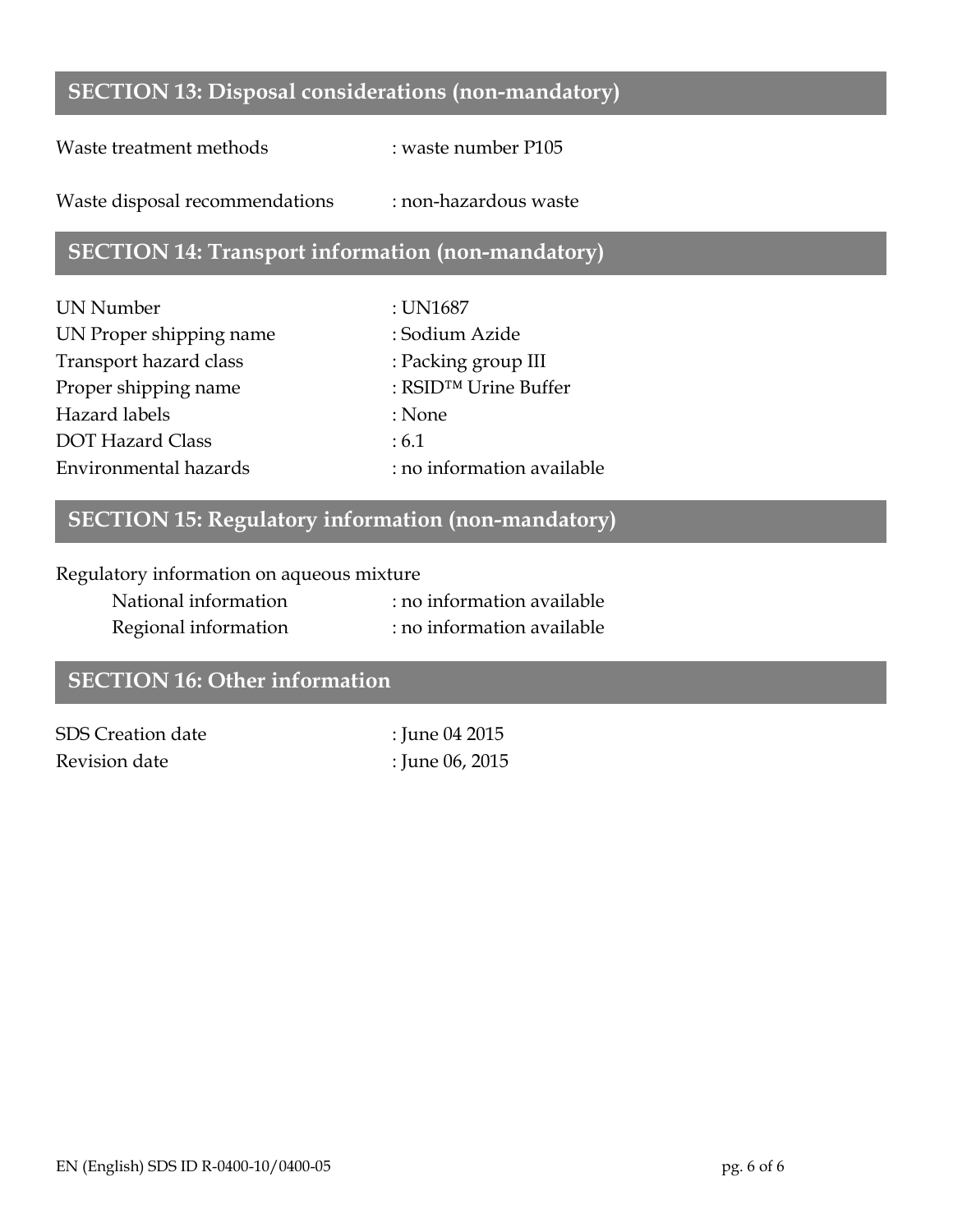## SECTION 13: Disposal considerations (non-mandatory)

Waste treatment methods : waste number P105

Waste disposal recommendations : non-hazardous waste

## SECTION 14: Transport information (non-mandatory)

| | |
|---|---|
| UN Number | : UN1687 |
| UN Proper shipping name | : Sodium Azide |
| Transport hazard class | : Packing group III |
| Proper shipping name | : RSID™ Urine Buffer |
| Hazard labels | : None |
| DOT Hazard Class | : 6.1 |
| Environmental hazards | : no information available |

## SECTION 15: Regulatory information (non-mandatory)

Regulatory information on aqueous mixture

| | |
|---|---|
| National information | : no information available |
| Regional information | : no information available |

## SECTION 16: Other information

| | |
|---|---|
| SDS Creation date | : June 04 2015 |
| Revision date | : June 06, 2015 |

EN (English) SDS ID R-0400-10/0400-05